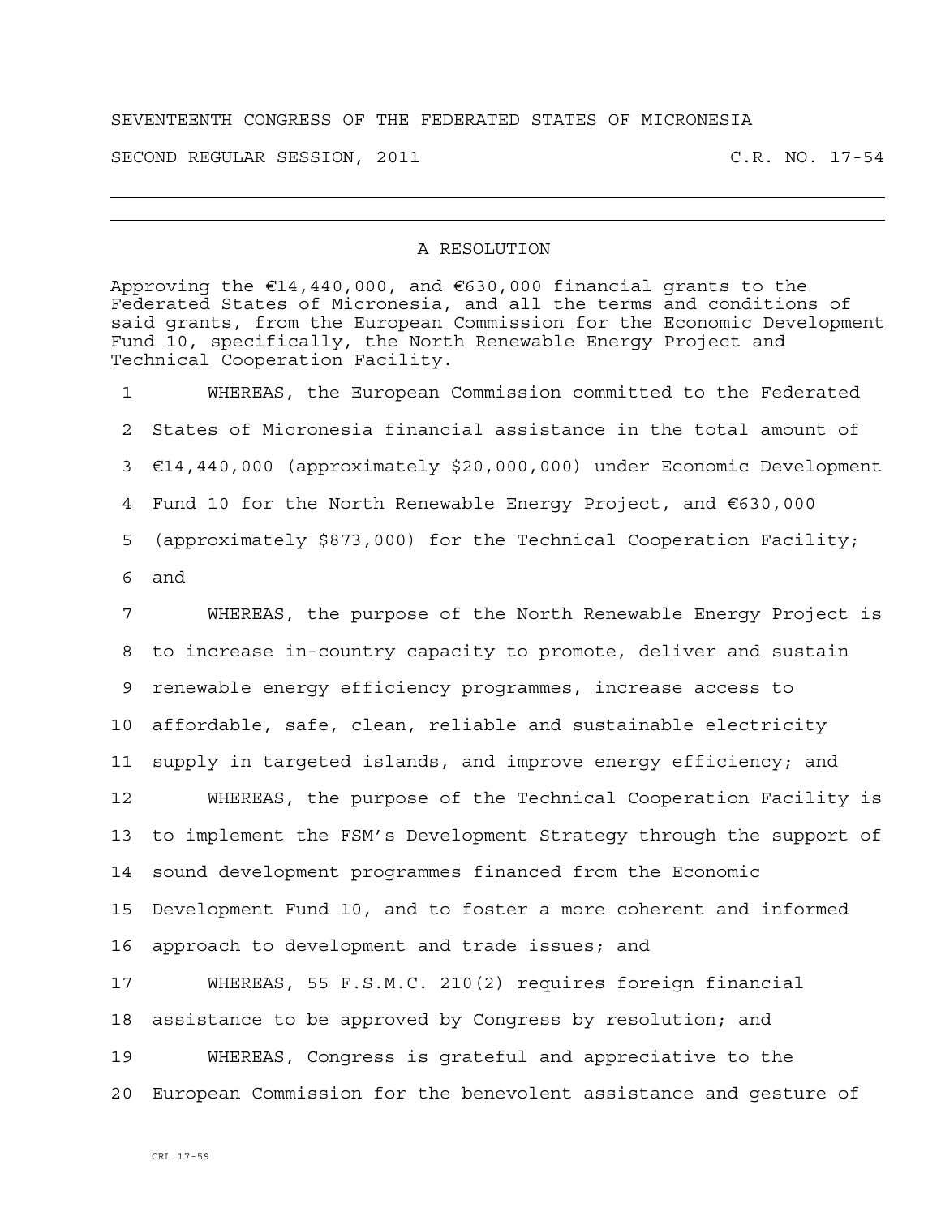SEVENTEENTH CONGRESS OF THE FEDERATED STATES OF MICRONESIA

SECOND REGULAR SESSION, 2011 C.R. NO. 17-54

---

## A RESOLUTION

Approving the €14,440,000, and €630,000 financial grants to the Federated States of Micronesia, and all the terms and conditions of said grants, from the European Commission for the Economic Development Fund 10, specifically, the North Renewable Energy Project and Technical Cooperation Facility.

WHEREAS, the European Commission committed to the Federated States of Micronesia financial assistance in the total amount of €14,440,000 (approximately $20,000,000) under Economic Development Fund 10 for the North Renewable Energy Project, and €630,000 (approximately $873,000) for the Technical Cooperation Facility; and

WHEREAS, the purpose of the North Renewable Energy Project is to increase in-country capacity to promote, deliver and sustain renewable energy efficiency programmes, increase access to affordable, safe, clean, reliable and sustainable electricity supply in targeted islands, and improve energy efficiency; and

WHEREAS, the purpose of the Technical Cooperation Facility is to implement the FSM's Development Strategy through the support of sound development programmes financed from the Economic Development Fund 10, and to foster a more coherent and informed approach to development and trade issues; and

WHEREAS, 55 F.S.M.C. 210(2) requires foreign financial assistance to be approved by Congress by resolution; and

WHEREAS, Congress is grateful and appreciative to the European Commission for the benevolent assistance and gesture of

CRL 17-59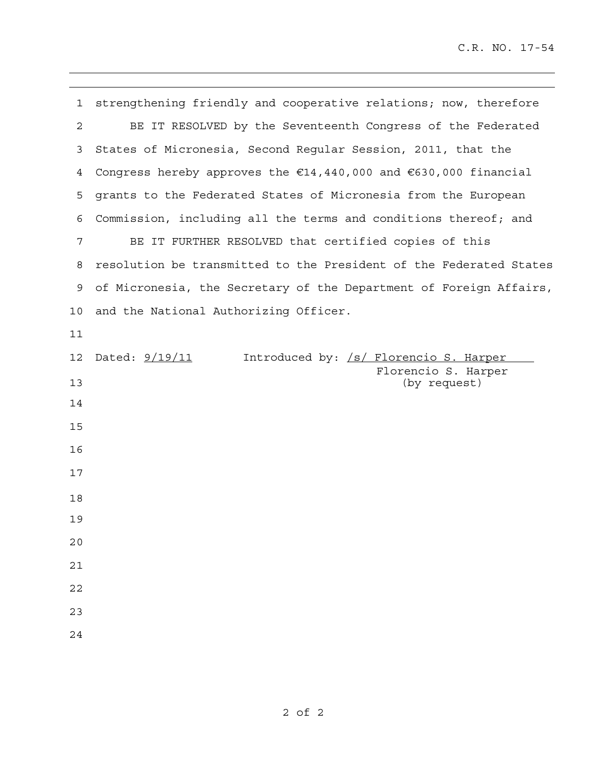strengthening friendly and cooperative relations; now, therefore

BE IT RESOLVED by the Seventeenth Congress of the Federated States of Micronesia, Second Regular Session, 2011, that the Congress hereby approves the €14,440,000 and €630,000 financial grants to the Federated States of Micronesia from the European Commission, including all the terms and conditions thereof; and

BE IT FURTHER RESOLVED that certified copies of this resolution be transmitted to the President of the Federated States of Micronesia, the Secretary of the Department of Foreign Affairs, and the National Authorizing Officer.

Dated: 9/19/11

Introduced by: /s/ Florencio S. Harper
Florencio S. Harper
(by request)